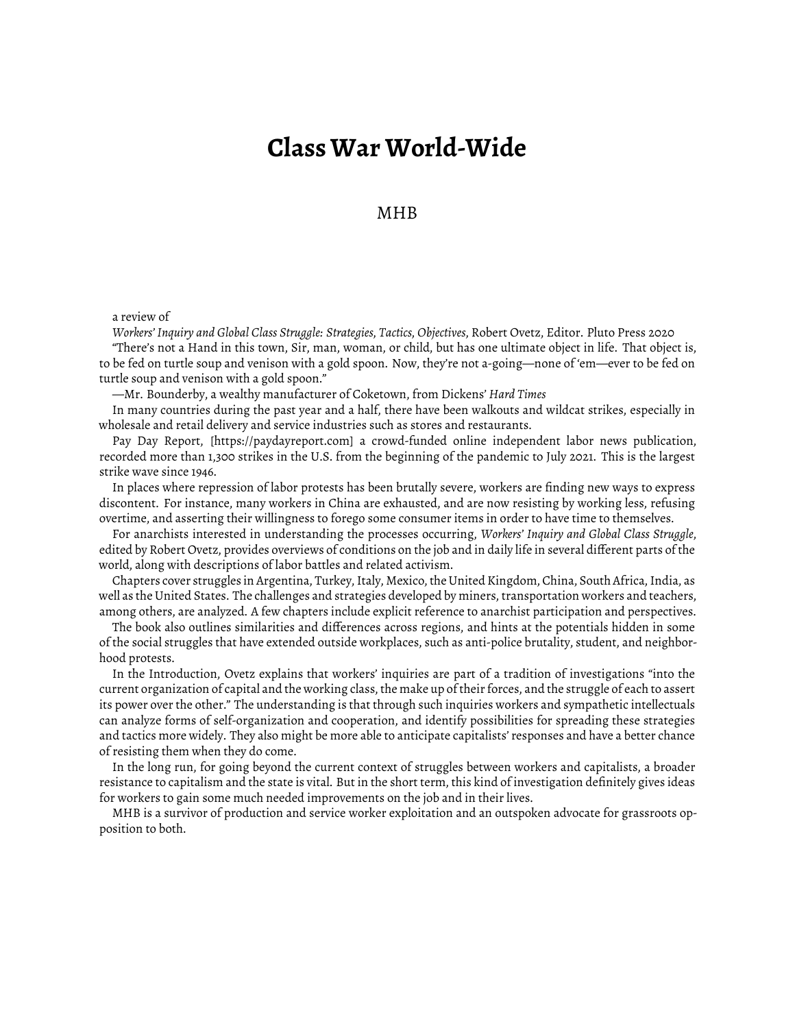# Class War World-Wide

MHB

a review of

*Workers' Inquiry and Global Class Struggle: Strategies, Tactics, Objectives*, Robert Ovetz, Editor. Pluto Press 2020

"There's not a Hand in this town, Sir, man, woman, or child, but has one ultimate object in life. That object is, to be fed on turtle soup and venison with a gold spoon. Now, they're not a-going—none of 'em—ever to be fed on turtle soup and venison with a gold spoon."

—Mr. Bounderby, a wealthy manufacturer of Coketown, from Dickens' *Hard Times*

In many countries during the past year and a half, there have been walkouts and wildcat strikes, especially in wholesale and retail delivery and service industries such as stores and restaurants.

Pay Day Report, [https://paydayreport.com] a crowd-funded online independent labor news publication, recorded more than 1,300 strikes in the U.S. from the beginning of the pandemic to July 2021. This is the largest strike wave since 1946.

In places where repression of labor protests has been brutally severe, workers are finding new ways to express discontent. For instance, many workers in China are exhausted, and are now resisting by working less, refusing overtime, and asserting their willingness to forego some consumer items in order to have time to themselves.

For anarchists interested in understanding the processes occurring, *Workers' Inquiry and Global Class Struggle*, edited by Robert Ovetz, provides overviews of conditions on the job and in daily life in several different parts of the world, along with descriptions of labor battles and related activism.

Chapters cover struggles in Argentina, Turkey, Italy, Mexico, the United Kingdom, China, South Africa, India, as well as the United States. The challenges and strategies developed by miners, transportation workers and teachers, among others, are analyzed. A few chapters include explicit reference to anarchist participation and perspectives.

The book also outlines similarities and differences across regions, and hints at the potentials hidden in some of the social struggles that have extended outside workplaces, such as anti-police brutality, student, and neighborhood protests.

In the Introduction, Ovetz explains that workers' inquiries are part of a tradition of investigations "into the current organization of capital and the working class, the make up of their forces, and the struggle of each to assert its power over the other." The understanding is that through such inquiries workers and sympathetic intellectuals can analyze forms of self-organization and cooperation, and identify possibilities for spreading these strategies and tactics more widely. They also might be more able to anticipate capitalists' responses and have a better chance of resisting them when they do come.

In the long run, for going beyond the current context of struggles between workers and capitalists, a broader resistance to capitalism and the state is vital. But in the short term, this kind of investigation definitely gives ideas for workers to gain some much needed improvements on the job and in their lives.

MHB is a survivor of production and service worker exploitation and an outspoken advocate for grassroots opposition to both.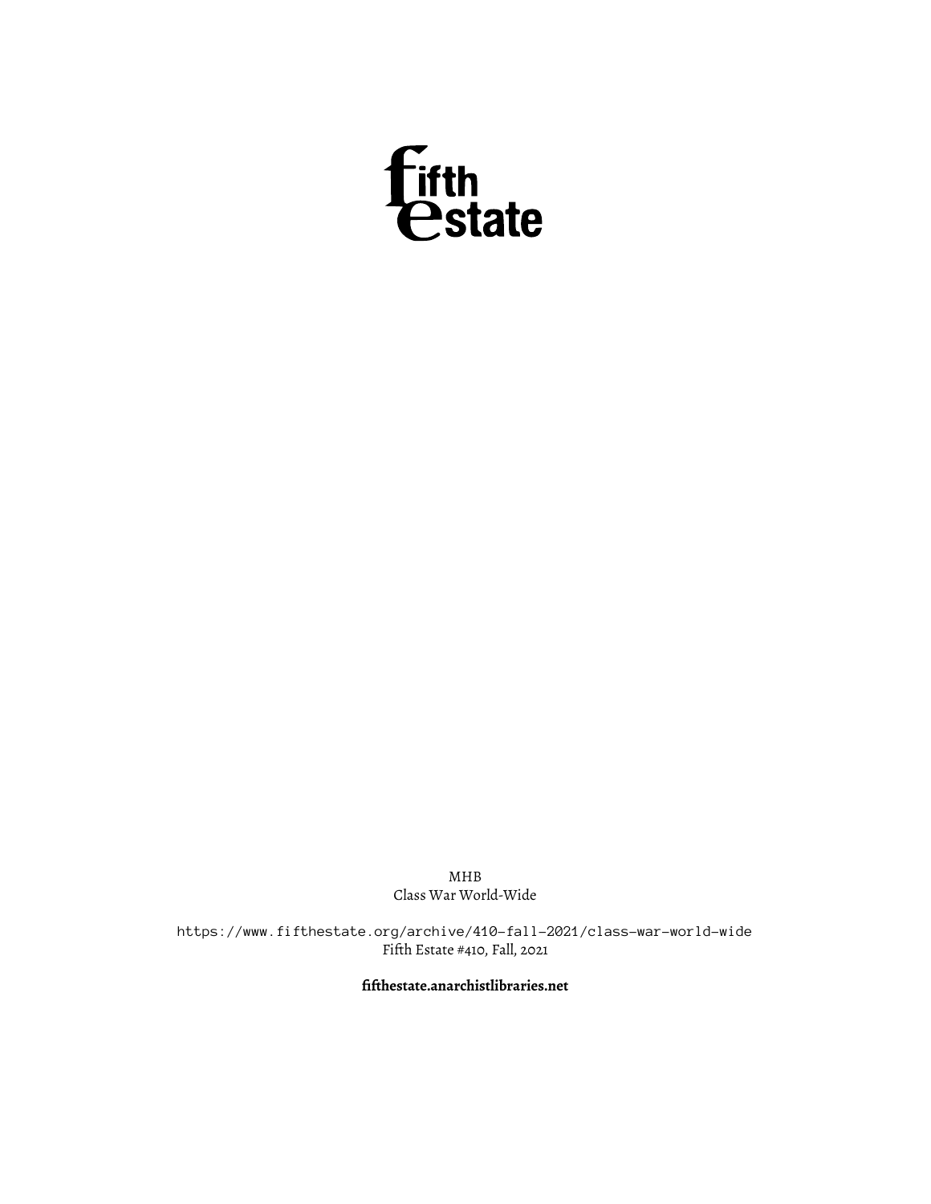Fifth Estate

MHB
Class War World-Wide

https://www.fifthestate.org/archive/410-fall-2021/class-war-world-wide
Fifth Estate #410, Fall, 2021

**fifthestate.anarchistlibraries.net**